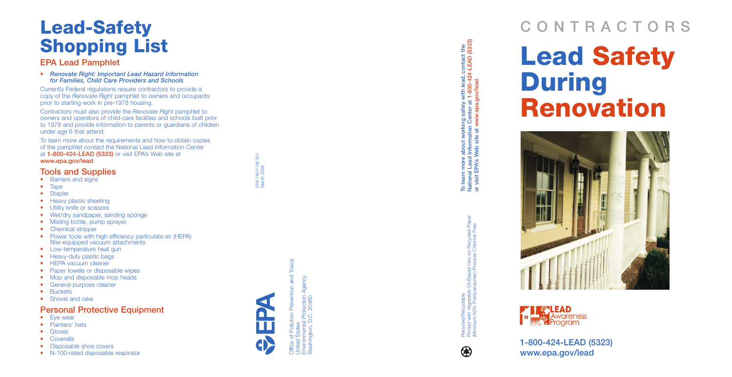# Lead-Safety Shopping List

## EPA Lead Pamphlet

- ***Renovate Right: Important Lead Hazard Information for Families, Child Care Providers and Schools***

Currently Federal regulations require contractors to provide a copy of the *Renovate Right* pamphlet to owners and occupants prior to starting work in pre-1978 housing.

Contractors must also provide the *Renovate Right* pamphlet to owners and operators of child-care facilities and schools built prior to 1978 and provide information to parents or guardians of children under age 6 that attend.

To learn more about the requirements and how to obtain copies of the pamphlet contact the National Lead Information Center at **1-800-424-LEAD (5323)** or visit EPA's Web site at **www.epa.gov/lead**.

## Tools and Supplies

- Barriers and signs
- Tape
- Stapler
- Heavy plastic sheeting
- Utility knife or scissors
- Wet/dry sandpaper, sanding sponge
- Misting bottle, pump sprayer
- Chemical stripper
- Power tools with high efficiency particulate air (HEPA) filter-equipped vacuum attachments
- Low-temperature heat gun
- Heavy-duty plastic bags
- HEPA vacuum cleaner
- Paper towels or disposable wipes
- Mop and disposable mop heads
- General-purpose cleaner
- Buckets
- Shovel and rake

## Personal Protective Equipment

- Eye wear
- Painters' hats
- Gloves
- Coveralls
- Disposable shoe covers
- N-100-rated disposable respirator

EPA 740-F-08-001
March 2008

EPA

Office of Pollution Prevention and Toxics
United States
Environmental Protection Agency
Washington, D.C. 20460

**To learn more about working safely with lead, contact the National Lead Information Center at 1-800-424-LEAD (5323) or visit EPA's Web site at www.epa.gov/lead.**

Recycled/Recyclable
Printed with Vegetable Oil-Based Inks on Recycled Paper
(Minimum 50% Postconsumer) Process Chlorine Free

## CONTRACTORS

# Lead Safety During Renovation

LEAD Awareness Program

**1-800-424-LEAD (5323)**
**www.epa.gov/lead**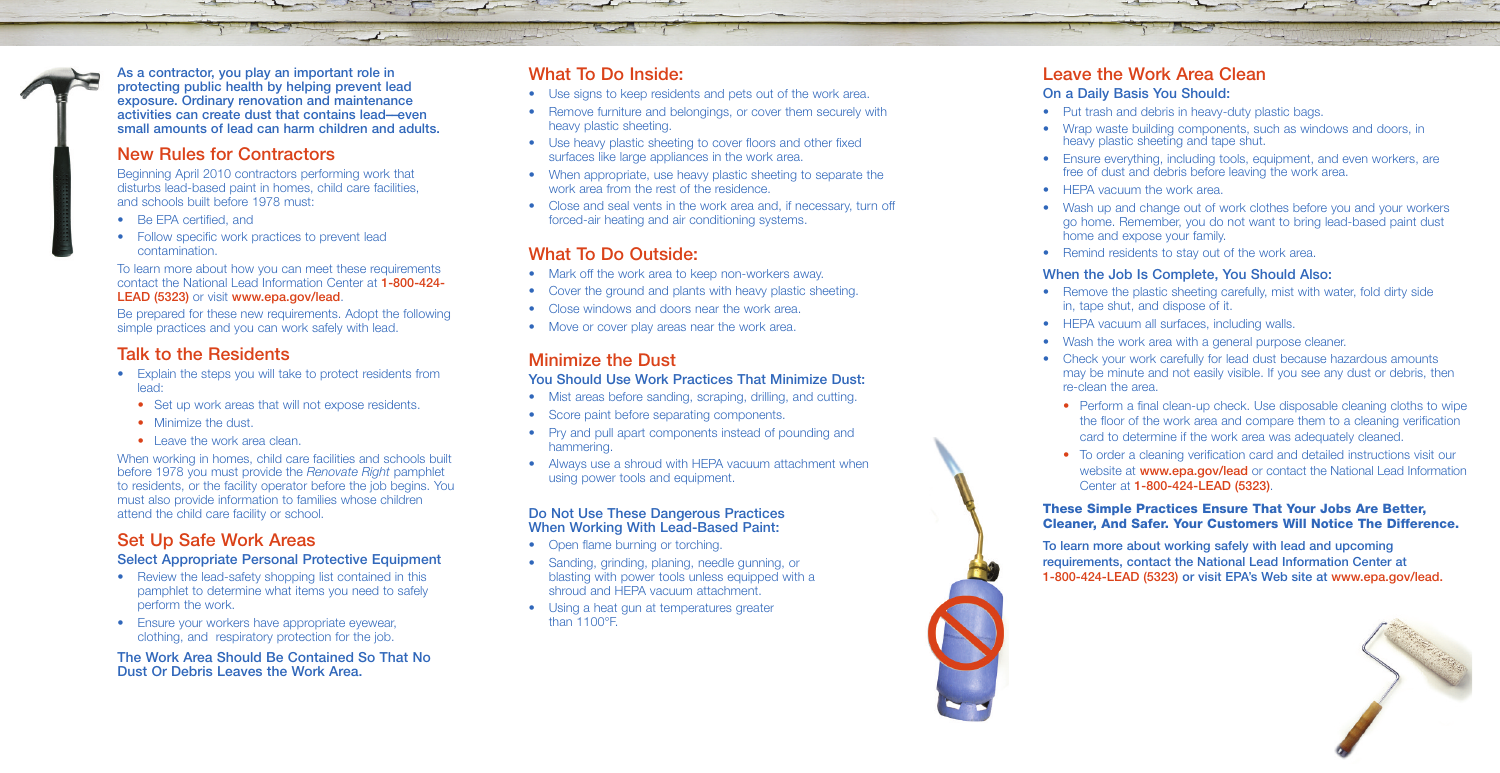As a contractor, you play an important role in protecting public health by helping prevent lead exposure. Ordinary renovation and maintenance activities can create dust that contains lead—even small amounts of lead can harm children and adults.

## New Rules for Contractors

Beginning April 2010 contractors performing work that disturbs lead-based paint in homes, child care facilities, and schools built before 1978 must:

- Be EPA certified, and
- Follow specific work practices to prevent lead contamination.

To learn more about how you can meet these requirements contact the National Lead Information Center at **1-800-424-LEAD (5323)** or visit **www.epa.gov/lead**.

Be prepared for these new requirements. Adopt the following simple practices and you can work safely with lead.

## Talk to the Residents

- Explain the steps you will take to protect residents from lead:
  - Set up work areas that will not expose residents.
  - Minimize the dust.
  - Leave the work area clean.

When working in homes, child care facilities and schools built before 1978 you must provide the *Renovate Right* pamphlet to residents, or the facility operator before the job begins. You must also provide information to families whose children attend the child care facility or school.

## Set Up Safe Work Areas

### Select Appropriate Personal Protective Equipment

- Review the lead-safety shopping list contained in this pamphlet to determine what items you need to safely perform the work.
- Ensure your workers have appropriate eyewear, clothing, and respiratory protection for the job.

**The Work Area Should Be Contained So That No Dust Or Debris Leaves the Work Area.**

## What To Do Inside:

- Use signs to keep residents and pets out of the work area.
- Remove furniture and belongings, or cover them securely with heavy plastic sheeting.
- Use heavy plastic sheeting to cover floors and other fixed surfaces like large appliances in the work area.
- When appropriate, use heavy plastic sheeting to separate the work area from the rest of the residence.
- Close and seal vents in the work area and, if necessary, turn off forced-air heating and air conditioning systems.

## What To Do Outside:

- Mark off the work area to keep non-workers away.
- Cover the ground and plants with heavy plastic sheeting.
- Close windows and doors near the work area.
- Move or cover play areas near the work area.

## Minimize the Dust

### You Should Use Work Practices That Minimize Dust:

- Mist areas before sanding, scraping, drilling, and cutting.
- Score paint before separating components.
- Pry and pull apart components instead of pounding and hammering.
- Always use a shroud with HEPA vacuum attachment when using power tools and equipment.

### Do Not Use These Dangerous Practices When Working With Lead-Based Paint:

- Open flame burning or torching.
- Sanding, grinding, planing, needle gunning, or blasting with power tools unless equipped with a shroud and HEPA vacuum attachment.
- Using a heat gun at temperatures greater than 1100°F.

## Leave the Work Area Clean

### On a Daily Basis You Should:

- Put trash and debris in heavy-duty plastic bags.
- Wrap waste building components, such as windows and doors, in heavy plastic sheeting and tape shut.
- Ensure everything, including tools, equipment, and even workers, are free of dust and debris before leaving the work area.
- HEPA vacuum the work area.
- Wash up and change out of work clothes before you and your workers go home. Remember, you do not want to bring lead-based paint dust home and expose your family.
- Remind residents to stay out of the work area.

### When the Job Is Complete, You Should Also:

- Remove the plastic sheeting carefully, mist with water, fold dirty side in, tape shut, and dispose of it.
- HEPA vacuum all surfaces, including walls.
- Wash the work area with a general purpose cleaner.
- Check your work carefully for lead dust because hazardous amounts may be minute and not easily visible. If you see any dust or debris, then re-clean the area.
  - Perform a final clean-up check. Use disposable cleaning cloths to wipe the floor of the work area and compare them to a cleaning verification card to determine if the work area was adequately cleaned.
  - To order a cleaning verification card and detailed instructions visit our website at **www.epa.gov/lead** or contact the National Lead Information Center at **1-800-424-LEAD (5323)**.

**These Simple Practices Ensure That Your Jobs Are Better, Cleaner, And Safer. Your Customers Will Notice The Difference.**

**To learn more about working safely with lead and upcoming requirements, contact the National Lead Information Center at 1-800-424-LEAD (5323) or visit EPA's Web site at www.epa.gov/lead.**